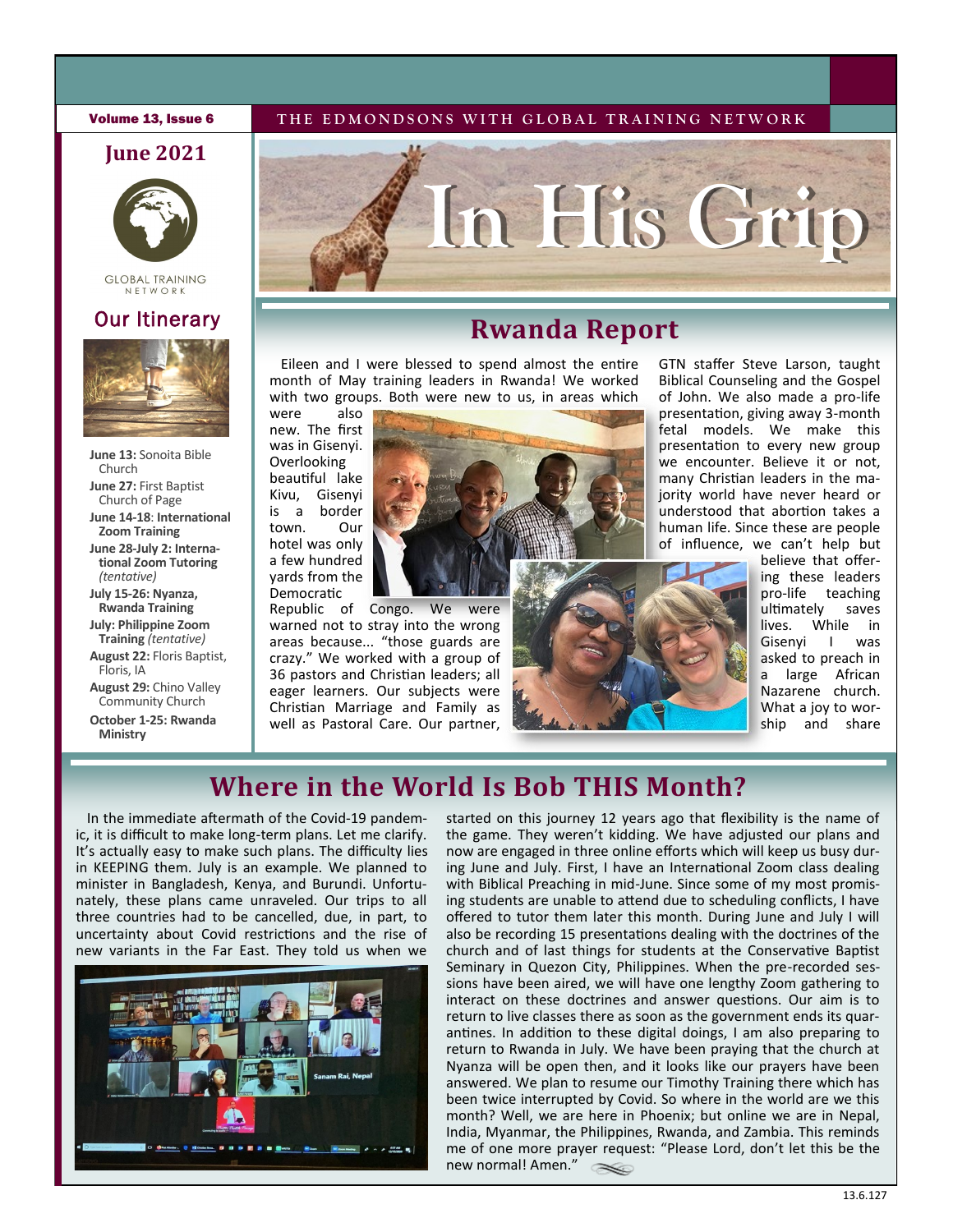THE EDMONDSONS WITH GLOBAL TRAINING NETWORK

**June 2021**

GLOBAL TRAINING NETWORK

# In His Grip

## Our Itinerary

- **June 13:** Sonoita Bible Church
- **June 27:** First Baptist Church of Page
- **June 14-18**: **International Zoom Training**
- **June 28-July 2: International Zoom Tutoring** *(tentative)*
- **July 15-26: Nyanza, Rwanda Training**
- **July: Philippine Zoom Training** *(tentative)*
- **August 22:** Floris Baptist, Floris, IA
- **August 29:** Chino Valley Community Church
- **October 1-25: Rwanda Ministry**

## Rwanda Report

Eileen and I were blessed to spend almost the entire month of May training leaders in Rwanda! We worked with two groups. Both were new to us, in areas which were also new. The first was in Gisenyi. Overlooking beautiful lake Kivu, Gisenyi is a border town. Our hotel was only a few hundred yards from the Democratic Republic of Congo. We were warned not to stray into the wrong areas because... "those guards are crazy." We worked with a group of 36 pastors and Christian leaders; all eager learners. Our subjects were Christian Marriage and Family as well as Pastoral Care. Our partner, GTN staffer Steve Larson, taught Biblical Counseling and the Gospel of John. We also made a pro-life presentation, giving away 3-month fetal models. We make this presentation to every new group we encounter. Believe it or not, many Christian leaders in the majority world have never heard or understood that abortion takes a human life. Since these are people of influence, we can't help but believe that offering these leaders pro-life teaching ultimately saves lives. While in Gisenyi I was asked to preach in a large African Nazarene church. What a joy to worship and share

## Where in the World Is Bob THIS Month?

In the immediate aftermath of the Covid-19 pandemic, it is difficult to make long-term plans. Let me clarify. It's actually easy to make such plans. The difficulty lies in KEEPING them. July is an example. We planned to minister in Bangladesh, Kenya, and Burundi. Unfortunately, these plans came unraveled. Our trips to all three countries had to be cancelled, due, in part, to uncertainty about Covid restrictions and the rise of new variants in the Far East. They told us when we started on this journey 12 years ago that flexibility is the name of the game. They weren't kidding. We have adjusted our plans and now are engaged in three online efforts which will keep us busy during June and July. First, I have an International Zoom class dealing with Biblical Preaching in mid-June. Since some of my most promising students are unable to attend due to scheduling conflicts, I have offered to tutor them later this month. During June and July I will also be recording 15 presentations dealing with the doctrines of the church and of last things for students at the Conservative Baptist Seminary in Quezon City, Philippines. When the pre-recorded sessions have been aired, we will have one lengthy Zoom gathering to interact on these doctrines and answer questions. Our aim is to return to live classes there as soon as the government ends its quarantines. In addition to these digital doings, I am also preparing to return to Rwanda in July. We have been praying that the church at Nyanza will be open then, and it looks like our prayers have been answered. We plan to resume our Timothy Training there which has been twice interrupted by Covid. So where in the world are we this month? Well, we are here in Phoenix; but online we are in Nepal, India, Myanmar, the Philippines, Rwanda, and Zambia. This reminds me of one more prayer request: "Please Lord, don't let this be the new normal! Amen."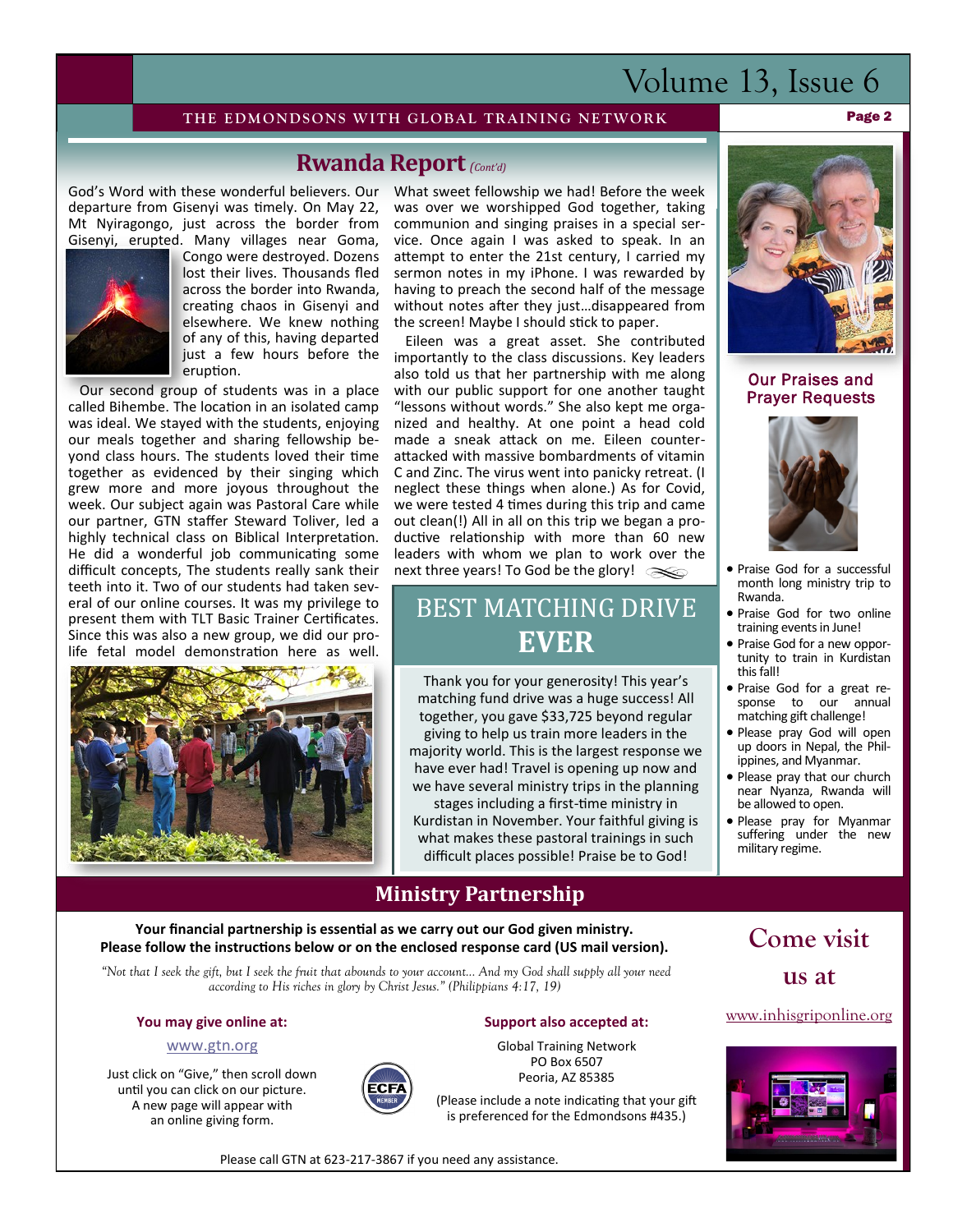## Rwanda Report *(Cont'd)*

God's Word with these wonderful believers. Our departure from Gisenyi was timely. On May 22, Mt Nyiragongo, just across the border from Gisenyi, erupted. Many villages near Goma, Congo were destroyed. Dozens lost their lives. Thousands fled across the border into Rwanda, creating chaos in Gisenyi and elsewhere. We knew nothing of any of this, having departed just a few hours before the eruption.

Our second group of students was in a place called Bihembe. The location in an isolated camp was ideal. We stayed with the students, enjoying our meals together and sharing fellowship beyond class hours. The students loved their time together as evidenced by their singing which grew more and more joyous throughout the week. Our subject again was Pastoral Care while our partner, GTN staffer Steward Toliver, led a highly technical class on Biblical Interpretation. He did a wonderful job communicating some difficult concepts, The students really sank their teeth into it. Two of our students had taken several of our online courses. It was my privilege to present them with TLT Basic Trainer Certificates. Since this was also a new group, we did our pro-life fetal model demonstration here as well.

What sweet fellowship we had! Before the week was over we worshipped God together, taking communion and singing praises in a special service. Once again I was asked to speak. In an attempt to enter the 21st century, I carried my sermon notes in my iPhone. I was rewarded by having to preach the second half of the message without notes after they just…disappeared from the screen! Maybe I should stick to paper.

Eileen was a great asset. She contributed importantly to the class discussions. Key leaders also told us that her partnership with me along with our public support for one another taught "lessons without words." She also kept me organized and healthy. At one point a head cold made a sneak attack on me. Eileen counter-attacked with massive bombardments of vitamin C and Zinc. The virus went into panicky retreat. (I neglect these things when alone.) As for Covid, we were tested 4 times during this trip and came out clean(!) All in all on this trip we began a productive relationship with more than 60 new leaders with whom we plan to work over the next three years! To God be the glory!

## BEST MATCHING DRIVE **EVER**

Thank you for your generosity! This year's matching fund drive was a huge success! All together, you gave $33,725 beyond regular giving to help us train more leaders in the majority world. This is the largest response we have ever had! Travel is opening up now and we have several ministry trips in the planning stages including a first-time ministry in Kurdistan in November. Your faithful giving is what makes these pastoral trainings in such difficult places possible! Praise be to God!

### Our Praises and Prayer Requests

- Praise God for a successful month long ministry trip to Rwanda.
- Praise God for two online training events in June!
- Praise God for a new opportunity to train in Kurdistan this fall!
- Praise God for a great response to our annual matching gift challenge!
- Please pray God will open up doors in Nepal, the Philippines, and Myanmar.
- Please pray that our church near Nyanza, Rwanda will be allowed to open.
- Please pray for Myanmar suffering under the new military regime.

## Ministry Partnership

**Your financial partnership is essential as we carry out our God given ministry.**
**Please follow the instructions below or on the enclosed response card (US mail version).**

*"Not that I seek the gift, but I seek the fruit that abounds to your account... And my God shall supply all your need according to His riches in glory by Christ Jesus." (Philippians 4:17, 19)*

**You may give online at:**

www.gtn.org

Just click on "Give," then scroll down until you can click on our picture. A new page will appear with an online giving form.

**Support also accepted at:**

Global Training Network
PO Box 6507
Peoria, AZ 85385

(Please include a note indicating that your gift is preferenced for the Edmondsons #435.)

Please call GTN at 623-217-3867 if you need any assistance.

### Come visit us at

www.inhisgriponline.org